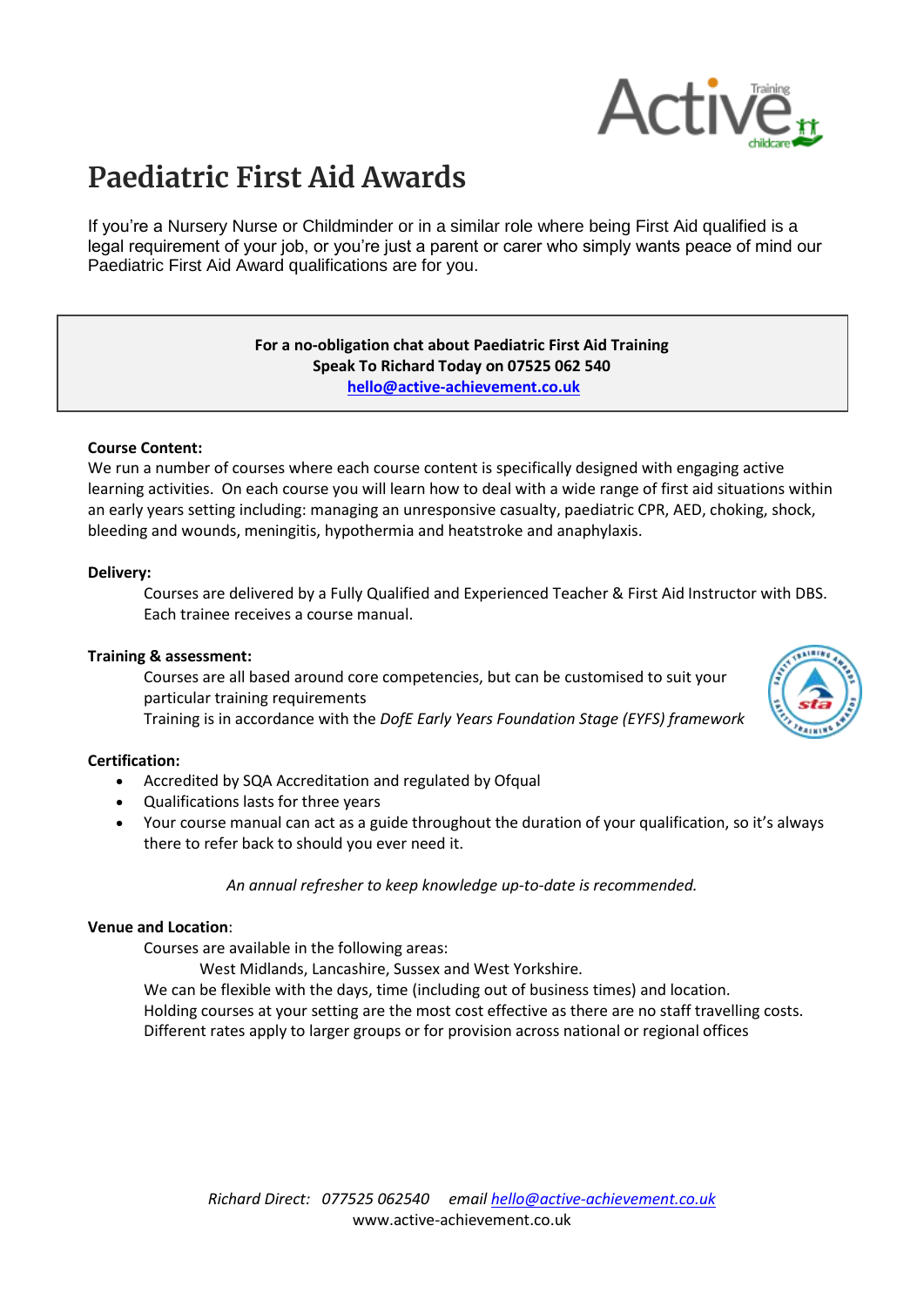# Paediatric First Aid Awards

If you're a Nursery Nurse or Childminder or in a similar role where being First Aid qualified is a legal requirement of your job, or you're just a parent or carer who simply wants peace of mind our Paediatric First Aid Award qualifications are for you.

**For a no-obligation chat about Paediatric First Aid Training**
**Speak To Richard Today on 07525 062 540**
**hello@active-achievement.co.uk**

**Course Content:**
We run a number of courses where each course content is specifically designed with engaging active learning activities. On each course you will learn how to deal with a wide range of first aid situations within an early years setting including: managing an unresponsive casualty, paediatric CPR, AED, choking, shock, bleeding and wounds, meningitis, hypothermia and heatstroke and anaphylaxis.

**Delivery:**
Courses are delivered by a Fully Qualified and Experienced Teacher & First Aid Instructor with DBS. Each trainee receives a course manual.

**Training & assessment:**
Courses are all based around core competencies, but can be customised to suit your particular training requirements
Training is in accordance with the *DofE Early Years Foundation Stage (EYFS) framework*

**Certification:**

- Accredited by SQA Accreditation and regulated by Ofqual
- Qualifications lasts for three years
- Your course manual can act as a guide throughout the duration of your qualification, so it's always there to refer back to should you ever need it.

*An annual refresher to keep knowledge up-to-date is recommended.*

**Venue and Location**:
Courses are available in the following areas:
West Midlands, Lancashire, Sussex and West Yorkshire.
We can be flexible with the days, time (including out of business times) and location.
Holding courses at your setting are the most cost effective as there are no staff travelling costs.
Different rates apply to larger groups or for provision across national or regional offices

*Richard Direct: 077525 062540 email hello@active-achievement.co.uk*
www.active-achievement.co.uk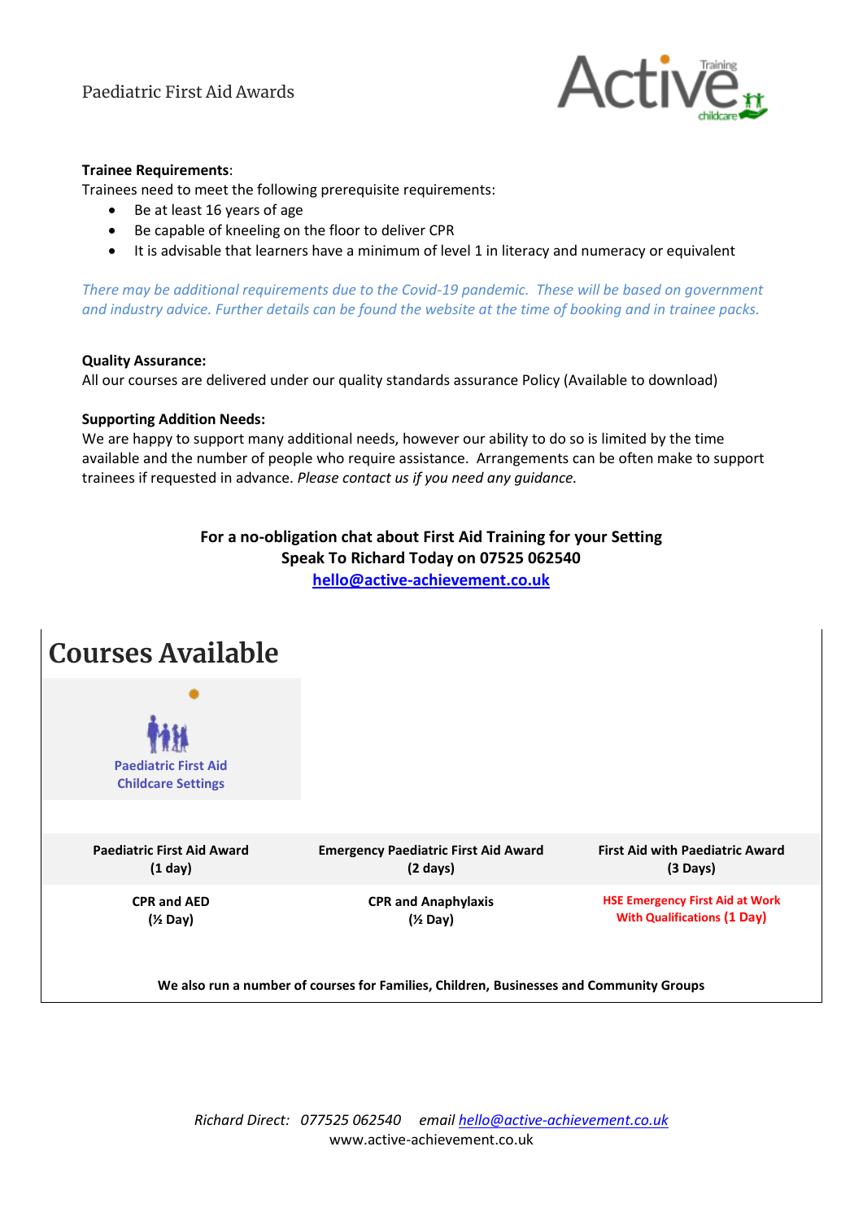Paediatric First Aid Awards

**Trainee Requirements**:
Trainees need to meet the following prerequisite requirements:

- Be at least 16 years of age
- Be capable of kneeling on the floor to deliver CPR
- It is advisable that learners have a minimum of level 1 in literacy and numeracy or equivalent

*There may be additional requirements due to the Covid-19 pandemic. These will be based on government and industry advice. Further details can be found the website at the time of booking and in trainee packs.*

**Quality Assurance:**
All our courses are delivered under our quality standards assurance Policy (Available to download)

**Supporting Addition Needs:**
We are happy to support many additional needs, however our ability to do so is limited by the time available and the number of people who require assistance. Arrangements can be often make to support trainees if requested in advance. *Please contact us if you need any guidance.*

**For a no-obligation chat about First Aid Training for your Setting**
**Speak To Richard Today on 07525 062540**
**hello@active-achievement.co.uk**

# Courses Available

**Paediatric First Aid Childcare Settings**

| Paediatric First Aid Award (1 day) | Emergency Paediatric First Aid Award (2 days) | First Aid with Paediatric Award (3 Days) |
|---|---|---|
| CPR and AED (½ Day) | CPR and Anaphylaxis (½ Day) | HSE Emergency First Aid at Work With Qualifications (1 Day) |

**We also run a number of courses for Families, Children, Businesses and Community Groups**

*Richard Direct: 077525 062540 email hello@active-achievement.co.uk*
www.active-achievement.co.uk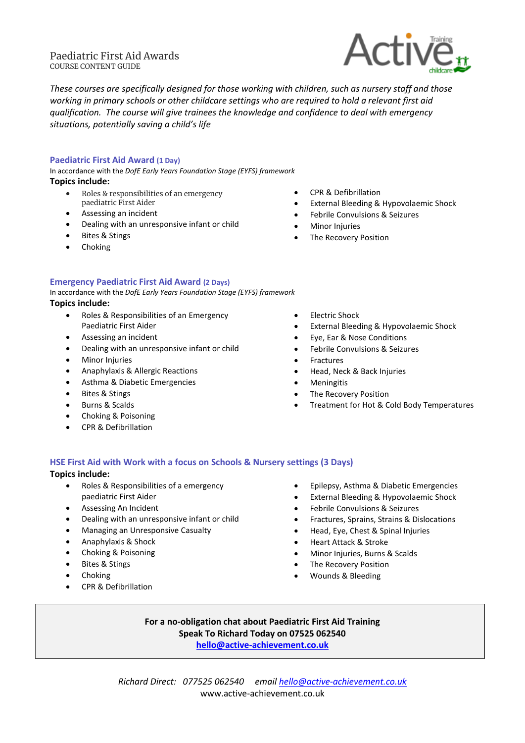# Paediatric First Aid Awards

COURSE CONTENT GUIDE

*These courses are specifically designed for those working with children, such as nursery staff and those working in primary schools or other childcare settings who are required to hold a relevant first aid qualification. The course will give trainees the knowledge and confidence to deal with emergency situations, potentially saving a child's life*

## Paediatric First Aid Award (1 Day)

In accordance with the *DofE Early Years Foundation Stage (EYFS) framework*

**Topics include:**

- Roles & responsibilities of an emergency paediatric First Aider
- Assessing an incident
- Dealing with an unresponsive infant or child
- Bites & Stings
- Choking
- CPR & Defibrillation
- External Bleeding & Hypovolaemic Shock
- Febrile Convulsions & Seizures
- Minor Injuries
- The Recovery Position

## Emergency Paediatric First Aid Award (2 Days)

In accordance with the *DofE Early Years Foundation Stage (EYFS) framework*

**Topics include:**

- Roles & Responsibilities of an Emergency Paediatric First Aider
- Assessing an incident
- Dealing with an unresponsive infant or child
- Minor Injuries
- Anaphylaxis & Allergic Reactions
- Asthma & Diabetic Emergencies
- Bites & Stings
- Burns & Scalds
- Choking & Poisoning
- CPR & Defibrillation
- Electric Shock
- External Bleeding & Hypovolaemic Shock
- Eye, Ear & Nose Conditions
- Febrile Convulsions & Seizures
- Fractures
- Head, Neck & Back Injuries
- Meningitis
- The Recovery Position
- Treatment for Hot & Cold Body Temperatures

## HSE First Aid with Work with a focus on Schools & Nursery settings (3 Days)

**Topics include:**

- Roles & Responsibilities of a emergency paediatric First Aider
- Assessing An Incident
- Dealing with an unresponsive infant or child
- Managing an Unresponsive Casualty
- Anaphylaxis & Shock
- Choking & Poisoning
- Bites & Stings
- Choking
- CPR & Defibrillation
- Epilepsy, Asthma & Diabetic Emergencies
- External Bleeding & Hypovolaemic Shock
- Febrile Convulsions & Seizures
- Fractures, Sprains, Strains & Dislocations
- Head, Eye, Chest & Spinal Injuries
- Heart Attack & Stroke
- Minor Injuries, Burns & Scalds
- The Recovery Position
- Wounds & Bleeding

**For a no-obligation chat about Paediatric First Aid Training**
**Speak To Richard Today on 07525 062540**
**hello@active-achievement.co.uk**

*Richard Direct: 077525 062540 email hello@active-achievement.co.uk*
www.active-achievement.co.uk